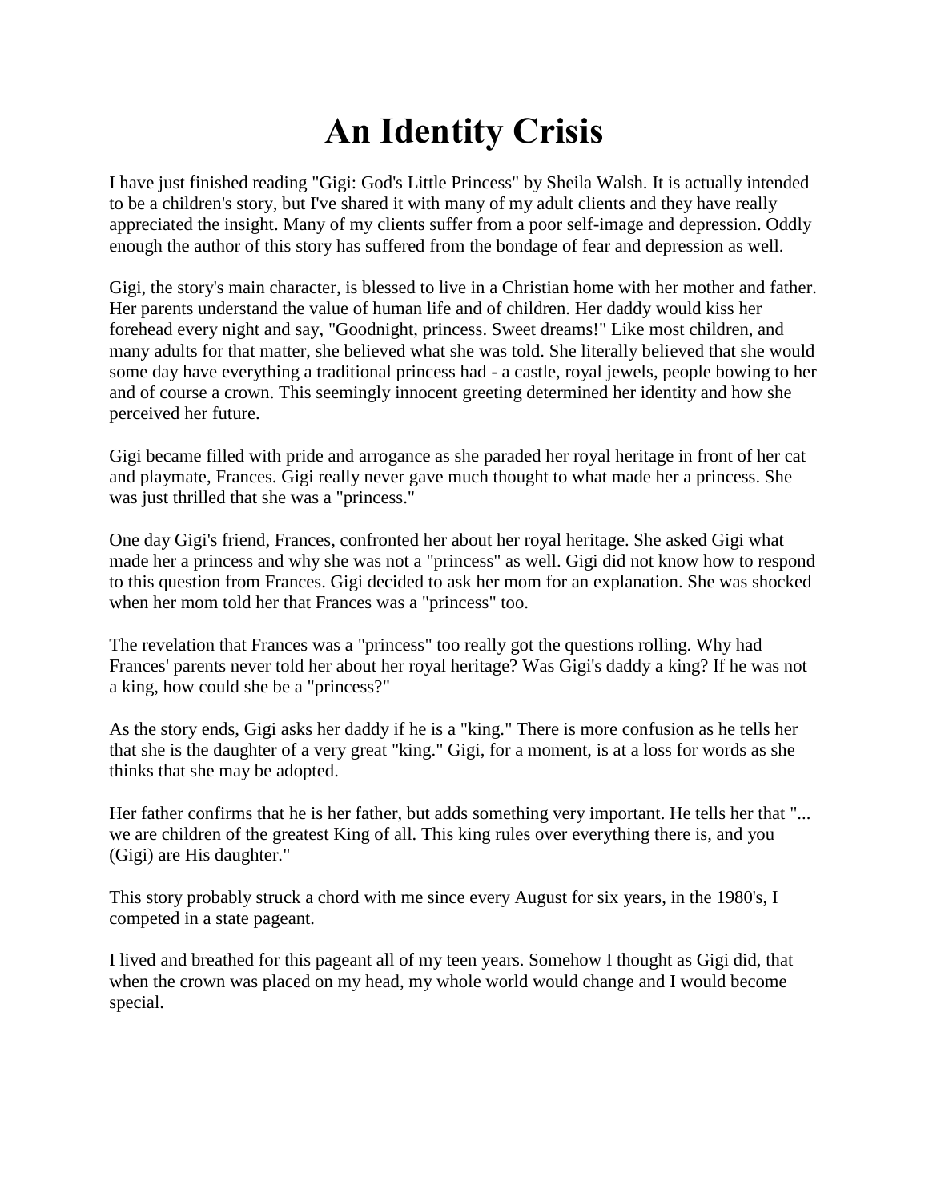# An Identity Crisis

I have just finished reading "Gigi: God's Little Princess" by Sheila Walsh. It is actually intended to be a children's story, but I've shared it with many of my adult clients and they have really appreciated the insight. Many of my clients suffer from a poor self-image and depression. Oddly enough the author of this story has suffered from the bondage of fear and depression as well.

Gigi, the story's main character, is blessed to live in a Christian home with her mother and father. Her parents understand the value of human life and of children. Her daddy would kiss her forehead every night and say, "Goodnight, princess. Sweet dreams!" Like most children, and many adults for that matter, she believed what she was told. She literally believed that she would some day have everything a traditional princess had - a castle, royal jewels, people bowing to her and of course a crown. This seemingly innocent greeting determined her identity and how she perceived her future.

Gigi became filled with pride and arrogance as she paraded her royal heritage in front of her cat and playmate, Frances. Gigi really never gave much thought to what made her a princess. She was just thrilled that she was a "princess."

One day Gigi's friend, Frances, confronted her about her royal heritage. She asked Gigi what made her a princess and why she was not a "princess" as well. Gigi did not know how to respond to this question from Frances. Gigi decided to ask her mom for an explanation. She was shocked when her mom told her that Frances was a "princess" too.

The revelation that Frances was a "princess" too really got the questions rolling. Why had Frances' parents never told her about her royal heritage? Was Gigi's daddy a king? If he was not a king, how could she be a "princess?"

As the story ends, Gigi asks her daddy if he is a "king." There is more confusion as he tells her that she is the daughter of a very great "king." Gigi, for a moment, is at a loss for words as she thinks that she may be adopted.

Her father confirms that he is her father, but adds something very important. He tells her that "... we are children of the greatest King of all. This king rules over everything there is, and you (Gigi) are His daughter."

This story probably struck a chord with me since every August for six years, in the 1980's, I competed in a state pageant.

I lived and breathed for this pageant all of my teen years. Somehow I thought as Gigi did, that when the crown was placed on my head, my whole world would change and I would become special.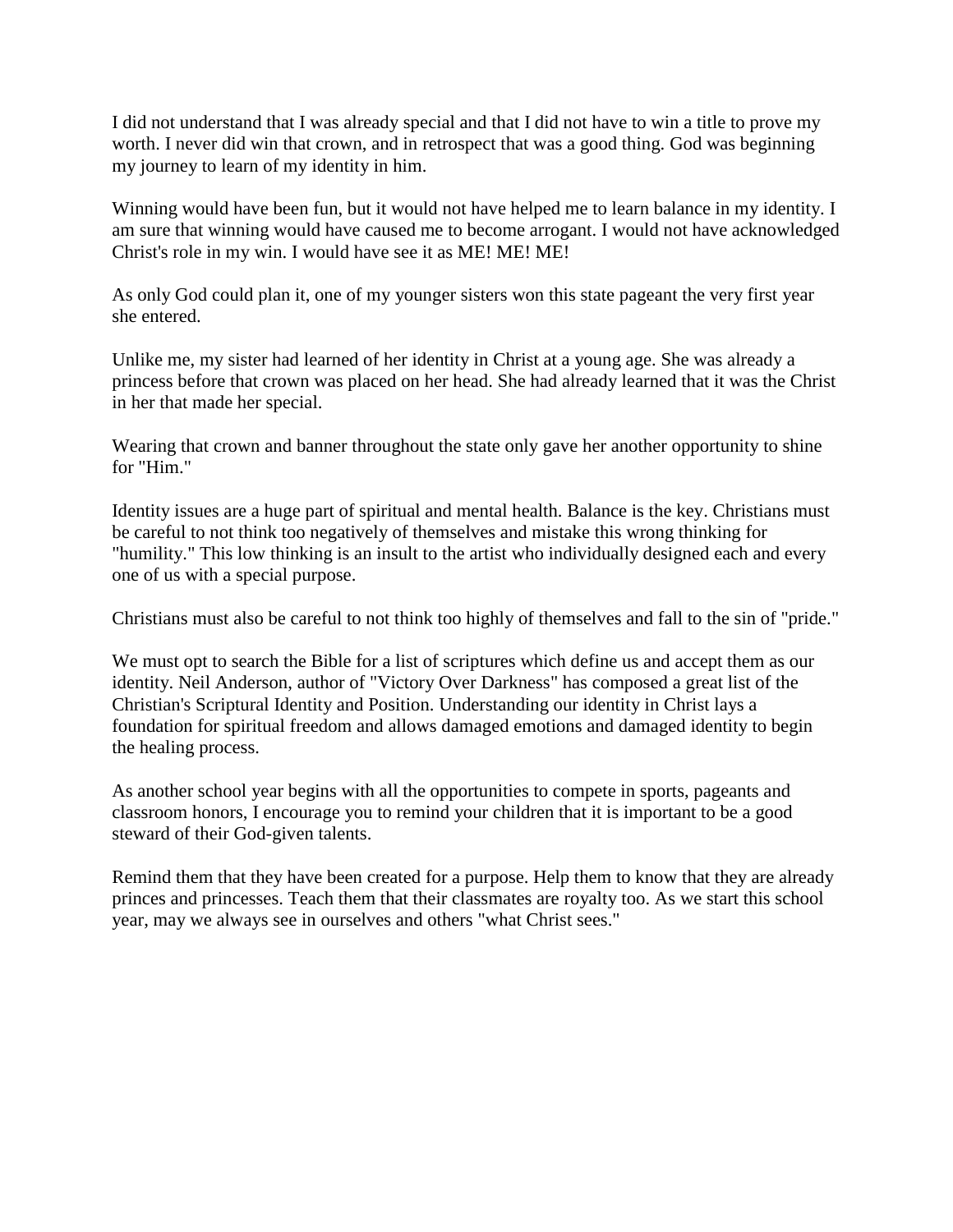I did not understand that I was already special and that I did not have to win a title to prove my worth. I never did win that crown, and in retrospect that was a good thing. God was beginning my journey to learn of my identity in him.

Winning would have been fun, but it would not have helped me to learn balance in my identity. I am sure that winning would have caused me to become arrogant. I would not have acknowledged Christ's role in my win. I would have see it as ME! ME! ME!

As only God could plan it, one of my younger sisters won this state pageant the very first year she entered.

Unlike me, my sister had learned of her identity in Christ at a young age. She was already a princess before that crown was placed on her head. She had already learned that it was the Christ in her that made her special.

Wearing that crown and banner throughout the state only gave her another opportunity to shine for "Him."

Identity issues are a huge part of spiritual and mental health. Balance is the key. Christians must be careful to not think too negatively of themselves and mistake this wrong thinking for "humility." This low thinking is an insult to the artist who individually designed each and every one of us with a special purpose.

Christians must also be careful to not think too highly of themselves and fall to the sin of "pride."

We must opt to search the Bible for a list of scriptures which define us and accept them as our identity. Neil Anderson, author of "Victory Over Darkness" has composed a great list of the Christian's Scriptural Identity and Position. Understanding our identity in Christ lays a foundation for spiritual freedom and allows damaged emotions and damaged identity to begin the healing process.

As another school year begins with all the opportunities to compete in sports, pageants and classroom honors, I encourage you to remind your children that it is important to be a good steward of their God-given talents.

Remind them that they have been created for a purpose. Help them to know that they are already princes and princesses. Teach them that their classmates are royalty too. As we start this school year, may we always see in ourselves and others "what Christ sees."